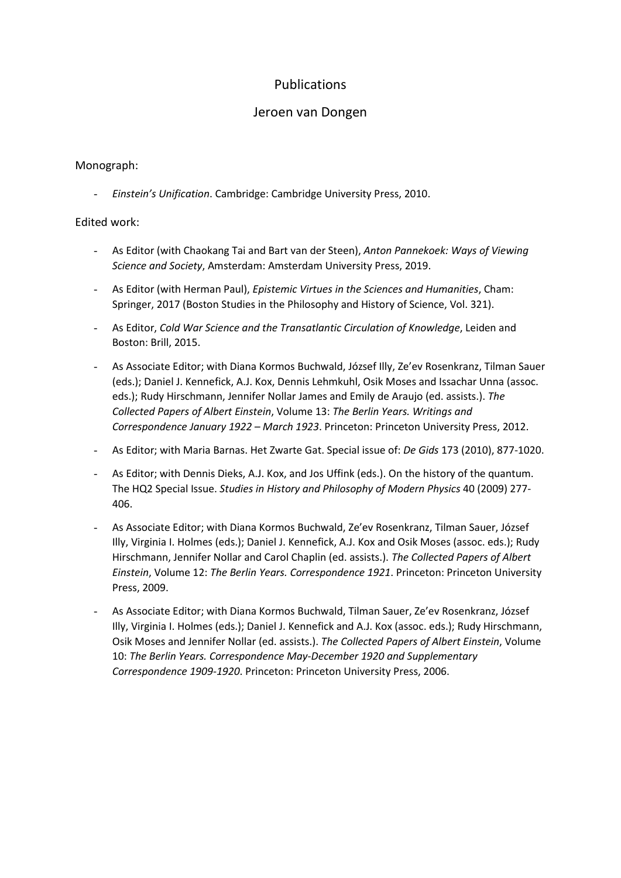# Publications

## Jeroen van Dongen

Monograph:

- *Einstein's Unification*. Cambridge: Cambridge University Press, 2010.

Edited work:

- As Editor (with Chaokang Tai and Bart van der Steen), *Anton Pannekoek: Ways of Viewing Science and Society*, Amsterdam: Amsterdam University Press, 2019.
- As Editor (with Herman Paul), *Epistemic Virtues in the Sciences and Humanities*, Cham: Springer, 2017 (Boston Studies in the Philosophy and History of Science, Vol. 321).
- As Editor, *Cold War Science and the Transatlantic Circulation of Knowledge*, Leiden and Boston: Brill, 2015.
- As Associate Editor; with Diana Kormos Buchwald, József Illy, Ze'ev Rosenkranz, Tilman Sauer (eds.); Daniel J. Kennefick, A.J. Kox, Dennis Lehmkuhl, Osik Moses and Issachar Unna (assoc. eds.); Rudy Hirschmann, Jennifer Nollar James and Emily de Araujo (ed. assists.). *The Collected Papers of Albert Einstein*, Volume 13: *The Berlin Years. Writings and Correspondence January 1922 – March 1923*. Princeton: Princeton University Press, 2012.
- As Editor; with Maria Barnas. Het Zwarte Gat. Special issue of: *De Gids* 173 (2010), 877-1020.
- As Editor; with Dennis Dieks, A.J. Kox, and Jos Uffink (eds.). On the history of the quantum. The HQ2 Special Issue. *Studies in History and Philosophy of Modern Physics* 40 (2009) 277-406.
- As Associate Editor; with Diana Kormos Buchwald, Ze'ev Rosenkranz, Tilman Sauer, József Illy, Virginia I. Holmes (eds.); Daniel J. Kennefick, A.J. Kox and Osik Moses (assoc. eds.); Rudy Hirschmann, Jennifer Nollar and Carol Chaplin (ed. assists.). *The Collected Papers of Albert Einstein*, Volume 12: *The Berlin Years. Correspondence 1921*. Princeton: Princeton University Press, 2009.
- As Associate Editor; with Diana Kormos Buchwald, Tilman Sauer, Ze'ev Rosenkranz, József Illy, Virginia I. Holmes (eds.); Daniel J. Kennefick and A.J. Kox (assoc. eds.); Rudy Hirschmann, Osik Moses and Jennifer Nollar (ed. assists.). *The Collected Papers of Albert Einstein*, Volume 10: *The Berlin Years. Correspondence May-December 1920 and Supplementary Correspondence 1909-1920*. Princeton: Princeton University Press, 2006.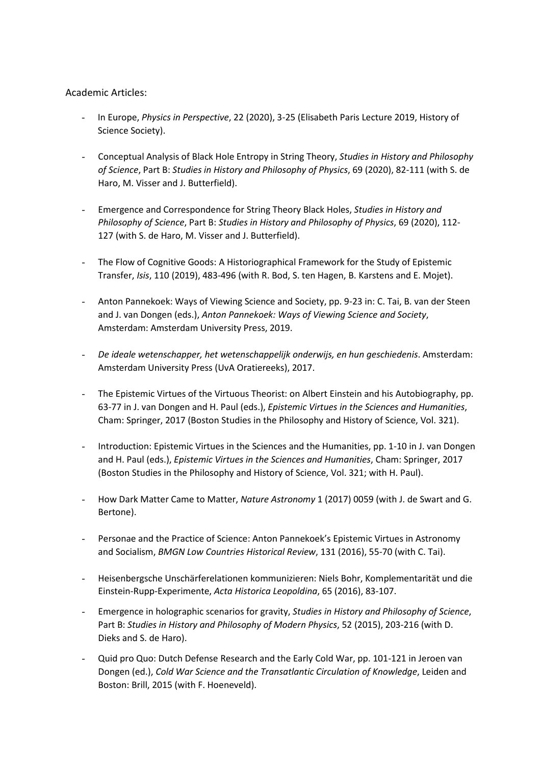Academic Articles:

- In Europe, *Physics in Perspective*, 22 (2020), 3-25 (Elisabeth Paris Lecture 2019, History of Science Society).

- Conceptual Analysis of Black Hole Entropy in String Theory, *Studies in History and Philosophy of Science*, Part B: *Studies in History and Philosophy of Physics*, 69 (2020), 82-111 (with S. de Haro, M. Visser and J. Butterfield).

- Emergence and Correspondence for String Theory Black Holes, *Studies in History and Philosophy of Science*, Part B: *Studies in History and Philosophy of Physics*, 69 (2020), 112-127 (with S. de Haro, M. Visser and J. Butterfield).

- The Flow of Cognitive Goods: A Historiographical Framework for the Study of Epistemic Transfer, *Isis*, 110 (2019), 483-496 (with R. Bod, S. ten Hagen, B. Karstens and E. Mojet).

- Anton Pannekoek: Ways of Viewing Science and Society, pp. 9-23 in: C. Tai, B. van der Steen and J. van Dongen (eds.), *Anton Pannekoek: Ways of Viewing Science and Society*, Amsterdam: Amsterdam University Press, 2019.

- *De ideale wetenschapper, het wetenschappelijk onderwijs, en hun geschiedenis*. Amsterdam: Amsterdam University Press (UvA Oratiereeks), 2017.

- The Epistemic Virtues of the Virtuous Theorist: on Albert Einstein and his Autobiography, pp. 63-77 in J. van Dongen and H. Paul (eds.), *Epistemic Virtues in the Sciences and Humanities*, Cham: Springer, 2017 (Boston Studies in the Philosophy and History of Science, Vol. 321).

- Introduction: Epistemic Virtues in the Sciences and the Humanities, pp. 1-10 in J. van Dongen and H. Paul (eds.), *Epistemic Virtues in the Sciences and Humanities*, Cham: Springer, 2017 (Boston Studies in the Philosophy and History of Science, Vol. 321; with H. Paul).

- How Dark Matter Came to Matter, *Nature Astronomy* 1 (2017) 0059 (with J. de Swart and G. Bertone).

- Personae and the Practice of Science: Anton Pannekoek's Epistemic Virtues in Astronomy and Socialism, *BMGN Low Countries Historical Review*, 131 (2016), 55-70 (with C. Tai).

- Heisenbergsche Unschärferelationen kommunizieren: Niels Bohr, Komplementarität und die Einstein-Rupp-Experimente, *Acta Historica Leopoldina*, 65 (2016), 83-107.

- Emergence in holographic scenarios for gravity, *Studies in History and Philosophy of Science*, Part B: *Studies in History and Philosophy of Modern Physics*, 52 (2015), 203-216 (with D. Dieks and S. de Haro).

- Quid pro Quo: Dutch Defense Research and the Early Cold War, pp. 101-121 in Jeroen van Dongen (ed.), *Cold War Science and the Transatlantic Circulation of Knowledge*, Leiden and Boston: Brill, 2015 (with F. Hoeneveld).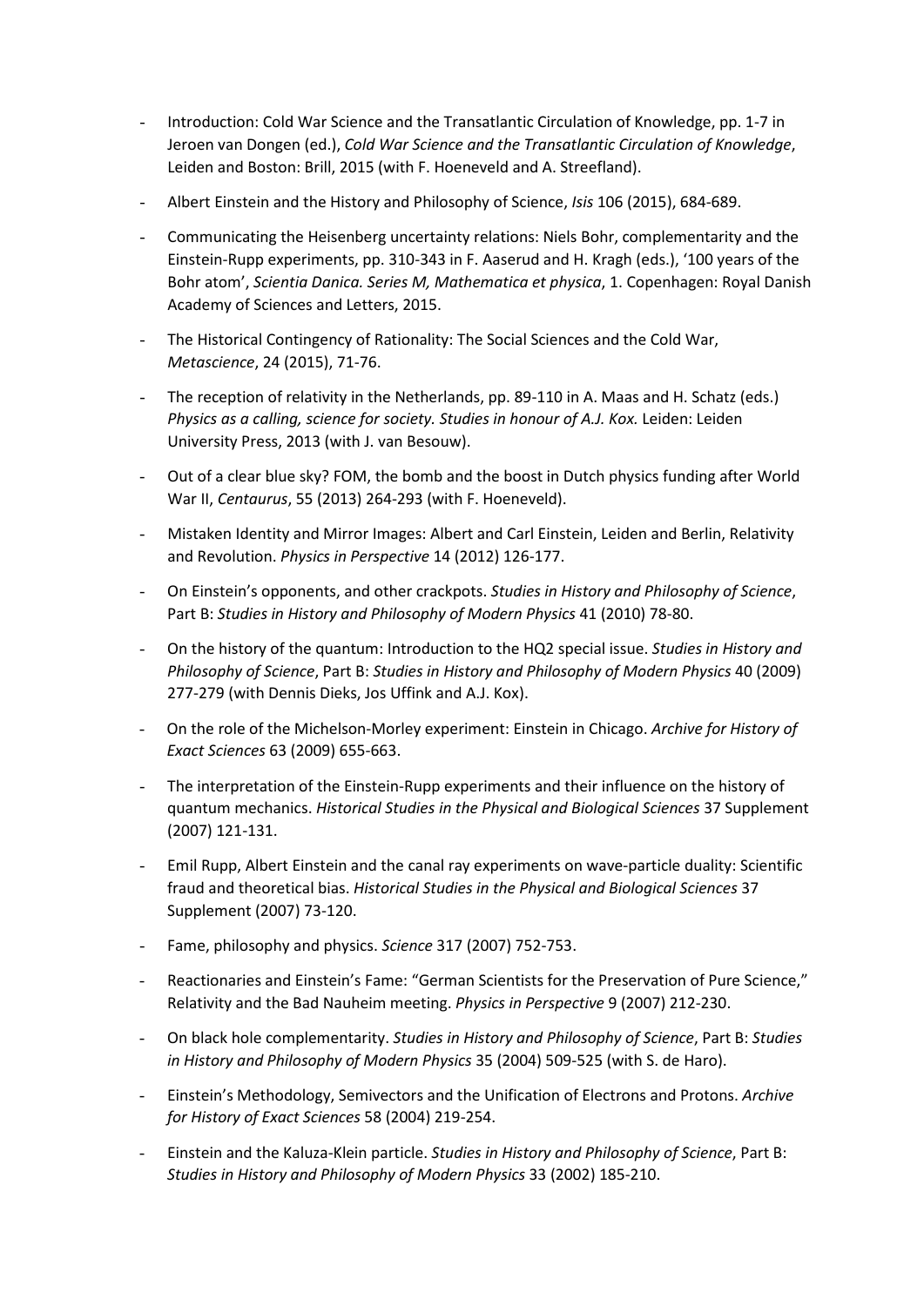- Introduction: Cold War Science and the Transatlantic Circulation of Knowledge, pp. 1-7 in Jeroen van Dongen (ed.), *Cold War Science and the Transatlantic Circulation of Knowledge*, Leiden and Boston: Brill, 2015 (with F. Hoeneveld and A. Streefland).

- Albert Einstein and the History and Philosophy of Science, *Isis* 106 (2015), 684-689.

- Communicating the Heisenberg uncertainty relations: Niels Bohr, complementarity and the Einstein-Rupp experiments, pp. 310-343 in F. Aaserud and H. Kragh (eds.), '100 years of the Bohr atom', *Scientia Danica. Series M, Mathematica et physica*, 1. Copenhagen: Royal Danish Academy of Sciences and Letters, 2015.

- The Historical Contingency of Rationality: The Social Sciences and the Cold War, *Metascience*, 24 (2015), 71-76.

- The reception of relativity in the Netherlands, pp. 89-110 in A. Maas and H. Schatz (eds.) *Physics as a calling, science for society. Studies in honour of A.J. Kox.* Leiden: Leiden University Press, 2013 (with J. van Besouw).

- Out of a clear blue sky? FOM, the bomb and the boost in Dutch physics funding after World War II, *Centaurus*, 55 (2013) 264-293 (with F. Hoeneveld).

- Mistaken Identity and Mirror Images: Albert and Carl Einstein, Leiden and Berlin, Relativity and Revolution. *Physics in Perspective* 14 (2012) 126-177.

- On Einstein's opponents, and other crackpots. *Studies in History and Philosophy of Science*, Part B: *Studies in History and Philosophy of Modern Physics* 41 (2010) 78-80.

- On the history of the quantum: Introduction to the HQ2 special issue. *Studies in History and Philosophy of Science*, Part B: *Studies in History and Philosophy of Modern Physics* 40 (2009) 277-279 (with Dennis Dieks, Jos Uffink and A.J. Kox).

- On the role of the Michelson-Morley experiment: Einstein in Chicago. *Archive for History of Exact Sciences* 63 (2009) 655-663.

- The interpretation of the Einstein-Rupp experiments and their influence on the history of quantum mechanics. *Historical Studies in the Physical and Biological Sciences* 37 Supplement (2007) 121-131.

- Emil Rupp, Albert Einstein and the canal ray experiments on wave-particle duality: Scientific fraud and theoretical bias. *Historical Studies in the Physical and Biological Sciences* 37 Supplement (2007) 73-120.

- Fame, philosophy and physics. *Science* 317 (2007) 752-753.

- Reactionaries and Einstein's Fame: "German Scientists for the Preservation of Pure Science," Relativity and the Bad Nauheim meeting. *Physics in Perspective* 9 (2007) 212-230.

- On black hole complementarity. *Studies in History and Philosophy of Science*, Part B: *Studies in History and Philosophy of Modern Physics* 35 (2004) 509-525 (with S. de Haro).

- Einstein's Methodology, Semivectors and the Unification of Electrons and Protons. *Archive for History of Exact Sciences* 58 (2004) 219-254.

- Einstein and the Kaluza-Klein particle. *Studies in History and Philosophy of Science*, Part B: *Studies in History and Philosophy of Modern Physics* 33 (2002) 185-210.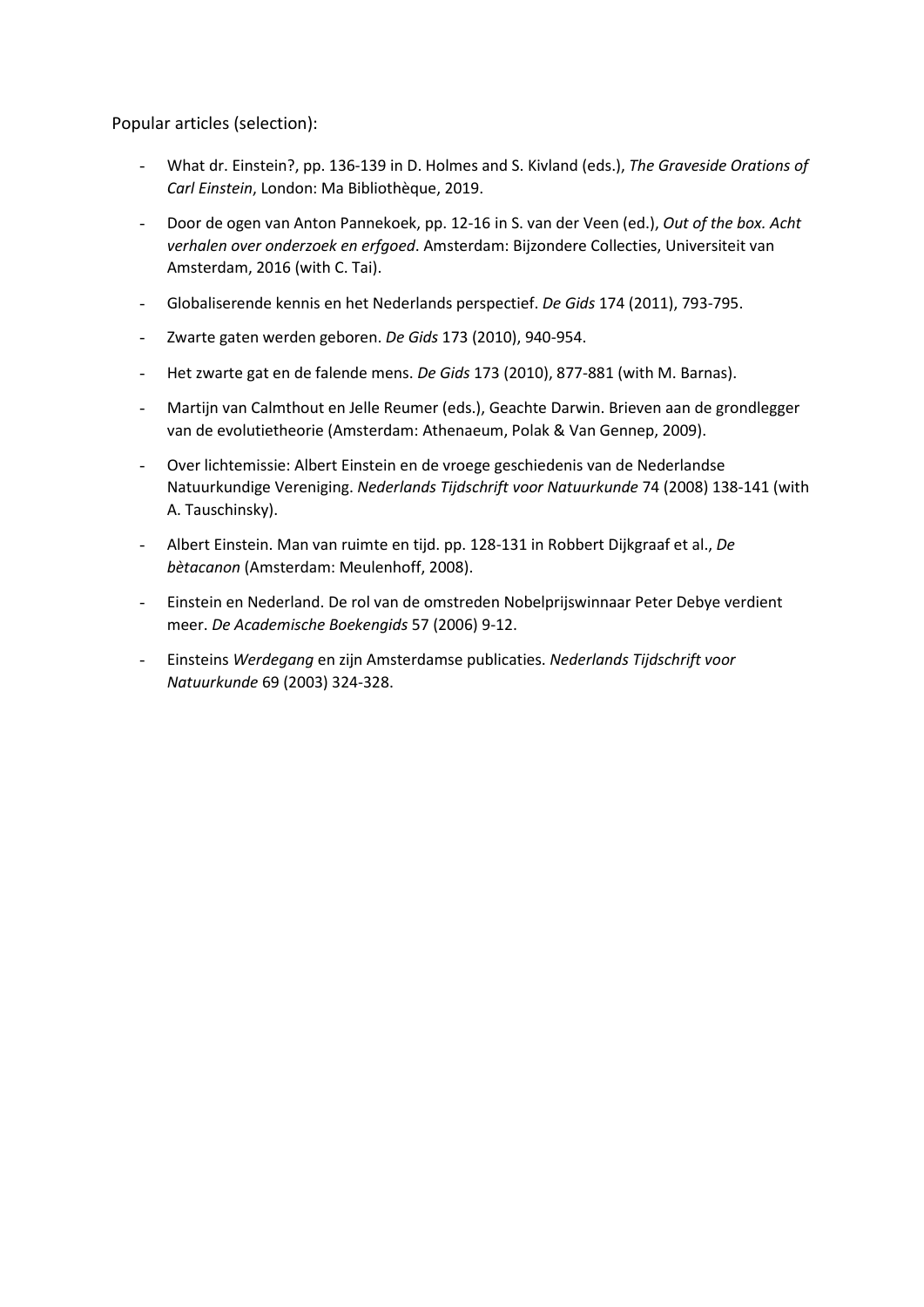Popular articles (selection):

- What dr. Einstein?, pp. 136-139 in D. Holmes and S. Kivland (eds.), *The Graveside Orations of Carl Einstein*, London: Ma Bibliothèque, 2019.
- Door de ogen van Anton Pannekoek, pp. 12-16 in S. van der Veen (ed.), *Out of the box. Acht verhalen over onderzoek en erfgoed*. Amsterdam: Bijzondere Collecties, Universiteit van Amsterdam, 2016 (with C. Tai).
- Globaliserende kennis en het Nederlands perspectief. *De Gids* 174 (2011), 793-795.
- Zwarte gaten werden geboren. *De Gids* 173 (2010), 940-954.
- Het zwarte gat en de falende mens. *De Gids* 173 (2010), 877-881 (with M. Barnas).
- Martijn van Calmthout en Jelle Reumer (eds.), Geachte Darwin. Brieven aan de grondlegger van de evolutietheorie (Amsterdam: Athenaeum, Polak & Van Gennep, 2009).
- Over lichtemissie: Albert Einstein en de vroege geschiedenis van de Nederlandse Natuurkundige Vereniging. *Nederlands Tijdschrift voor Natuurkunde* 74 (2008) 138-141 (with A. Tauschinsky).
- Albert Einstein. Man van ruimte en tijd. pp. 128-131 in Robbert Dijkgraaf et al., *De bètacanon* (Amsterdam: Meulenhoff, 2008).
- Einstein en Nederland. De rol van de omstreden Nobelprijswinnaar Peter Debye verdient meer. *De Academische Boekengids* 57 (2006) 9-12.
- Einsteins *Werdegang* en zijn Amsterdamse publicaties. *Nederlands Tijdschrift voor Natuurkunde* 69 (2003) 324-328.